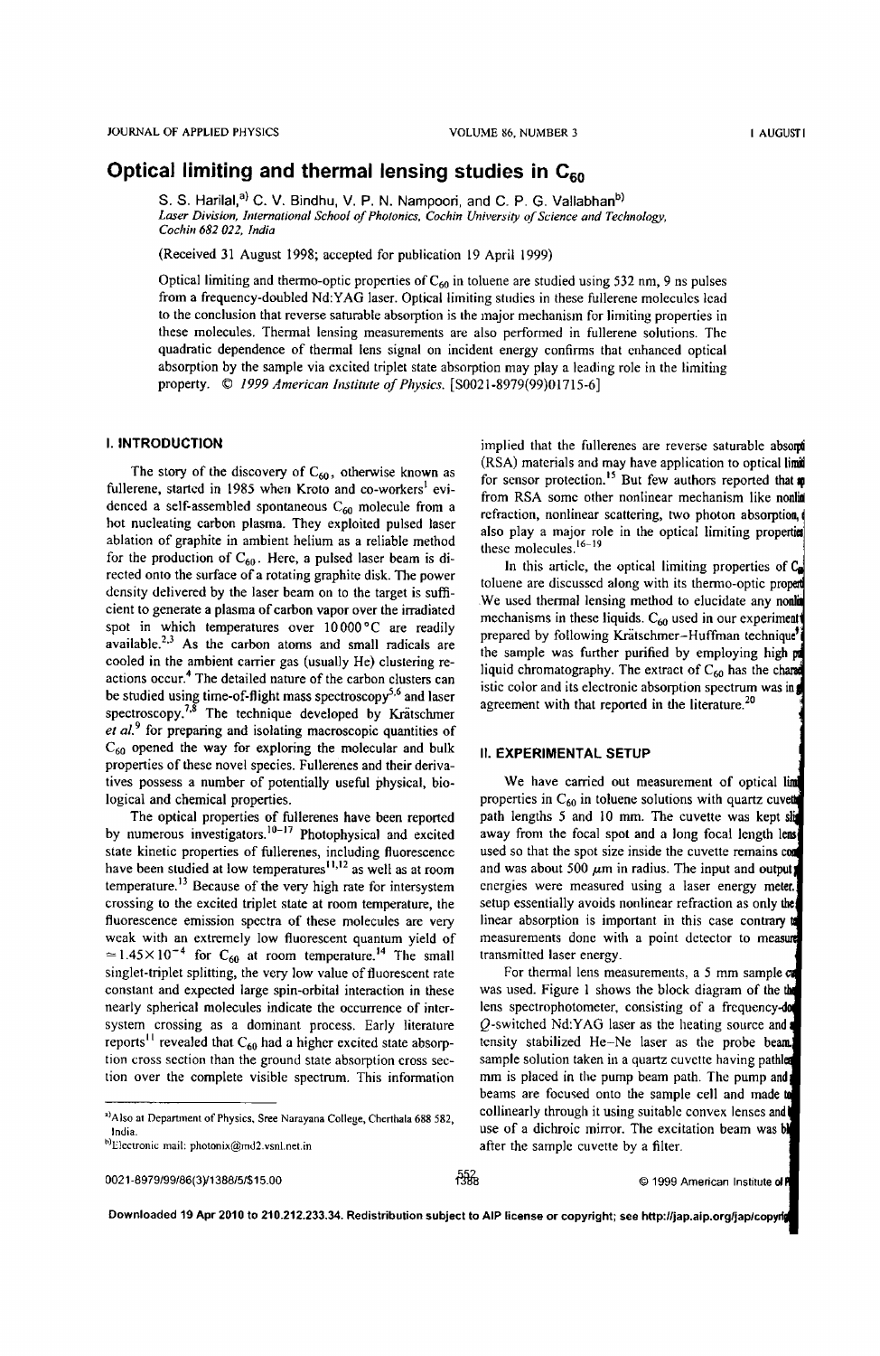# Optical limiting and thermal lensing studies in $C_{60}$

S. S. Harilal,[a] C. V. Bindhu, V. P. N. Nampoori, and C. P. G. Vallabhan[b]
*Laser Division, International School of Photonics, Cochin University of Science and Technology, Cochin 682 022, India*

(Received 31 August 1998; accepted for publication 19 April 1999)

Optical limiting and thermo-optic properties of $C_{60}$ in toluene are studied using 532 nm, 9 ns pulses from a frequency-doubled Nd:YAG laser. Optical limiting studies in these fullerene molecules lead to the conclusion that reverse saturable absorption is the major mechanism for limiting properties in these molecules. Thermal lensing measurements are also performed in fullerene solutions. The quadratic dependence of thermal lens signal on incident energy confirms that enhanced optical absorption by the sample via excited triplet state absorption may play a leading role in the limiting property. © *1999 American Institute of Physics.* [S0021-8979(99)01715-6]

## I. INTRODUCTION

The story of the discovery of $C_{60}$, otherwise known as fullerene, started in 1985 when Kroto and co-workers[1] evidenced a self-assembled spontaneous $C_{60}$ molecule from a hot nucleating carbon plasma. They exploited pulsed laser ablation of graphite in ambient helium as a reliable method for the production of $C_{60}$. Here, a pulsed laser beam is directed onto the surface of a rotating graphite disk. The power density delivered by the laser beam on to the target is sufficient to generate a plasma of carbon vapor over the irradiated spot in which temperatures over 10 000 °C are readily available.[2,3] As the carbon atoms and small radicals are cooled in the ambient carrier gas (usually He) clustering reactions occur.[4] The detailed nature of the carbon clusters can be studied using time-of-flight mass spectroscopy[5,6] and laser spectroscopy.[7,8] The technique developed by Krätschmer *et al.*[9] for preparing and isolating macroscopic quantities of $C_{60}$ opened the way for exploring the molecular and bulk properties of these novel species. Fullerenes and their derivatives possess a number of potentially useful physical, biological and chemical properties.

The optical properties of fullerenes have been reported by numerous investigators.[10–17] Photophysical and excited state kinetic properties of fullerenes, including fluorescence have been studied at low temperatures[11,12] as well as at room temperature.[13] Because of the very high rate for intersystem crossing to the excited triplet state at room temperature, the fluorescence emission spectra of these molecules are very weak with an extremely low fluorescent quantum yield of $\simeq 1.45\times10^{-4}$ for $C_{60}$ at room temperature.[14] The small singlet-triplet splitting, the very low value of fluorescent rate constant and expected large spin-orbital interaction in these nearly spherical molecules indicate the occurrence of intersystem crossing as a dominant process. Early literature reports[11] revealed that $C_{60}$ had a higher excited state absorption cross section than the ground state absorption cross section over the complete visible spectrum. This information implied that the fullerenes are reverse saturable absorbers (RSA) materials and may have application to optical limiters for sensor protection.[15] But few authors reported that apart from RSA some other nonlinear mechanism like nonlinear refraction, nonlinear scattering, two photon absorption, etc. also play a major role in the optical limiting properties of these molecules.[16–19]

In this article, the optical limiting properties of $C_{60}$ in toluene are discussed along with its thermo-optic properties. We used thermal lensing method to elucidate any nonlinear mechanisms in these liquids. $C_{60}$ used in our experiment was prepared by following Krätschmer–Huffman technique[9] and the sample was further purified by employing high pressure liquid chromatography. The extract of $C_{60}$ has the characteristic color and its electronic absorption spectrum was in good agreement with that reported in the literature.[20]

## II. EXPERIMENTAL SETUP

We have carried out measurement of optical limiting properties in $C_{60}$ in toluene solutions with quartz cuvettes of path lengths 5 and 10 mm. The cuvette was kept slightly away from the focal spot and a long focal length lens was used so that the spot size inside the cuvette remains constant and was about 500 $\mu$m in radius. The input and output energies were measured using a laser energy meter. This setup essentially avoids nonlinear refraction as only the nonlinear absorption is important in this case contrary to measurements done with a point detector to measure transmitted laser energy.

For thermal lens measurements, a 5 mm sample cell was used. Figure 1 shows the block diagram of the thermal lens spectrophotometer, consisting of a frequency-doubled Q-switched Nd:YAG laser as the heating source and intensity stabilized He–Ne laser as the probe beam. The sample solution taken in a quartz cuvette having pathlength 5 mm is placed in the pump beam path. The pump and probe beams are focused onto the sample cell and made to pass collinearly through it using suitable convex lenses and by use of a dichroic mirror. The excitation beam was blocked after the sample cuvette by a filter.

---

[a] Also at Department of Physics, Sree Narayana College, Cherthala 688 582, India.

[b] Electronic mail: photonix@md2.vsnl.net.in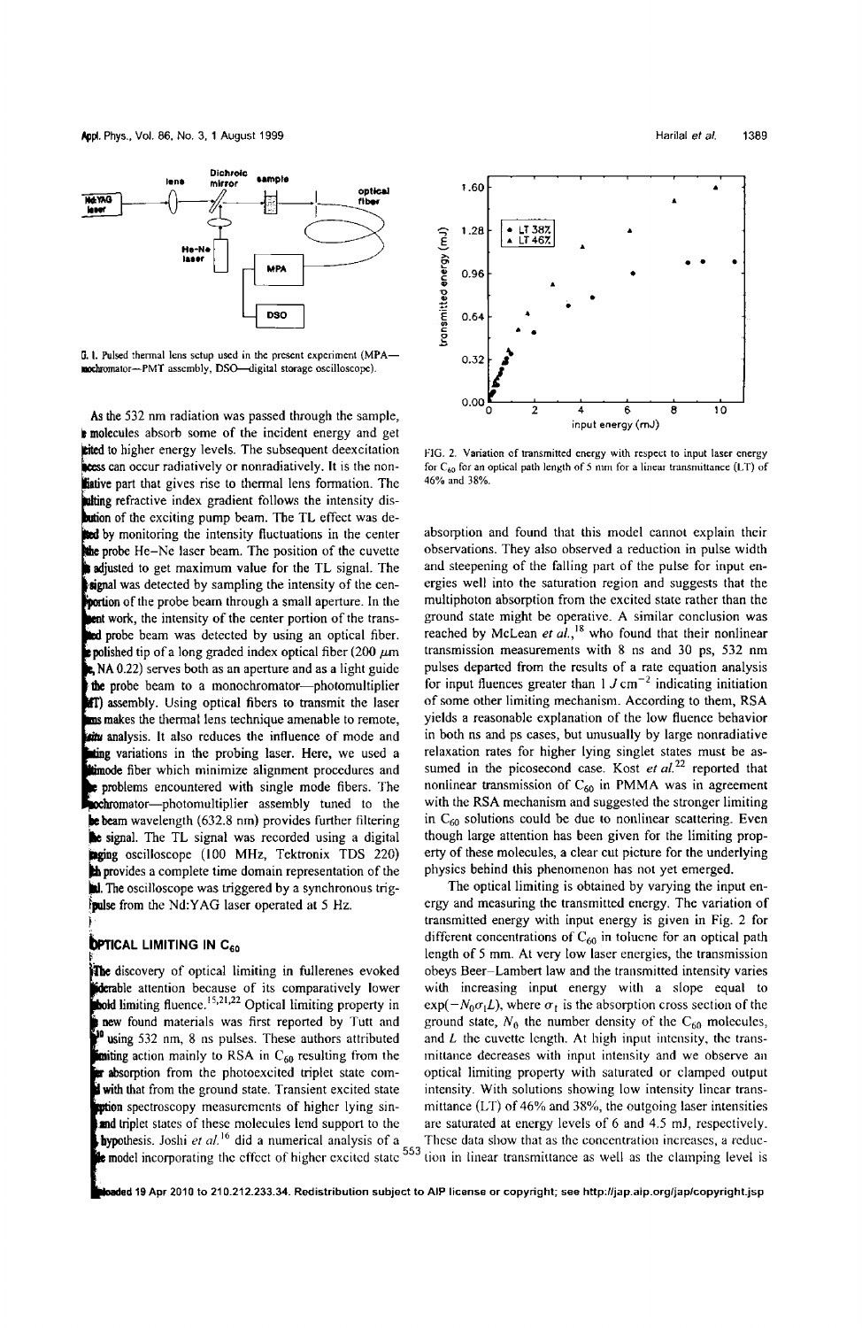FIG. 1. Pulsed thermal lens setup used in the present experiment (MPA—monochromator—PMT assembly, DSO—digital storage oscilloscope).

As the 532 nm radiation was passed through the sample, the molecules absorb some of the incident energy and get excited to higher energy levels. The subsequent deexcitation process can occur radiatively or nonradiatively. It is the nonradiative part that gives rise to thermal lens formation. The resulting refractive index gradient follows the intensity distribution of the exciting pump beam. The TL effect was detected by monitoring the intensity fluctuations in the center of the probe He–Ne laser beam. The position of the cuvette is adjusted to get maximum value for the TL signal. The TL signal was detected by sampling the intensity of the center portion of the probe beam through a small aperture. In the present work, the intensity of the center portion of the transmitted probe beam was detected by using an optical fiber. The polished tip of a long graded index optical fiber (200 $\mu$m core, NA 0.22) serves both as an aperture and as a light guide for the probe beam to a monochromator—photomultiplier (MPT) assembly. Using optical fibers to transmit the laser beams makes the thermal lens technique amenable to remote, in situ analysis. It also reduces the influence of mode and pointing variations in the probing laser. Here, we used a multimode fiber which minimize alignment procedures and the problems encountered with single mode fibers. The monochromator—photomultiplier assembly tuned to the probe beam wavelength (632.8 nm) provides further filtering of the signal. The TL signal was recorded using a digital storage oscilloscope (100 MHz, Tektronix TDS 220) which provides a complete time domain representation of the signal. The oscilloscope was triggered by a synchronous trigger pulse from the Nd:YAG laser operated at 5 Hz.

## III. OPTICAL LIMITING IN $C_{60}$

The discovery of optical limiting in fullerenes evoked considerable attention because of its comparatively lower threshold limiting fluence.[15,21,22] Optical limiting property in these new found materials was first reported by Tutt and Kost[10] using 532 nm, 8 ns pulses. These authors attributed the limiting action mainly to RSA in $C_{60}$ resulting from the larger absorption from the photoexcited triplet state compared with that from the ground state. Transient excited state absorption spectroscopy measurements of higher lying singlet and triplet states of these molecules lend support to the RSA hypothesis. Joshi *et al.*[16] did a numerical analysis of a five level model incorporating the effect of higher excited state absorption and found that this model cannot explain their observations. They also observed a reduction in pulse width and steepening of the falling part of the pulse for input energies well into the saturation region and suggests that the multiphoton absorption from the excited state rather than the ground state might be operative. A similar conclusion was reached by McLean *et al.*,[18] who found that their nonlinear transmission measurements with 8 ns and 30 ps, 532 nm pulses departed from the results of a rate equation analysis for input fluences greater than 1 $J\,cm^{-2}$ indicating initiation of some other limiting mechanism. According to them, RSA yields a reasonable explanation of the low fluence behavior in both ns and ps cases, but unusually by large nonradiative relaxation rates for higher lying singlet states must be assumed in the picosecond case. Kost *et al.*[22] reported that nonlinear transmission of $C_{60}$ in PMMA was in agreement with the RSA mechanism and suggested the stronger limiting in $C_{60}$ solutions could be due to nonlinear scattering. Even though large attention has been given for the limiting property of these molecules, a clear cut picture for the underlying physics behind this phenomenon has not yet emerged.

FIG. 2. Variation of transmitted energy with respect to input laser energy for $C_{60}$ for an optical path length of 5 mm for a linear transmittance (LT) of 46% and 38%.

The optical limiting is obtained by varying the input energy and measuring the transmitted energy. The variation of transmitted energy with input energy is given in Fig. 2 for different concentrations of $C_{60}$ in toluene for an optical path length of 5 mm. At very low laser energies, the transmission obeys Beer–Lambert law and the transmitted intensity varies with increasing input energy with a slope equal to $\exp(-N_0\sigma_t L)$, where $\sigma_t$ is the absorption cross section of the ground state, $N_0$ the number density of the $C_{60}$ molecules, and $L$ the cuvette length. At high input intensity, the transmittance decreases with input intensity and we observe an optical limiting property with saturated or clamped output intensity. With solutions showing low intensity linear transmittance (LT) of 46% and 38%, the outgoing laser intensities are saturated at energy levels of 6 and 4.5 mJ, respectively. These data show that as the concentration increases, a reduction in linear transmittance as well as the clamping level is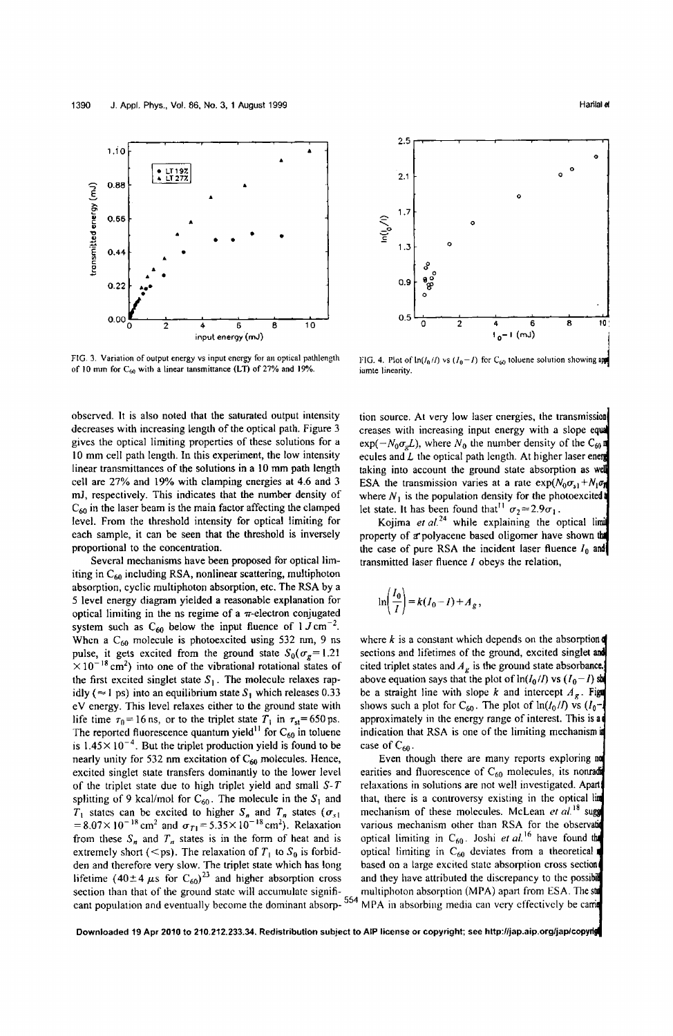FIG. 3. Variation of output energy vs input energy for an optical pathlength of 10 mm for $C_{60}$ with a linear tansmittance (LT) of 27% and 19%.

FIG. 4. Plot of $\ln(I_0/I)$ vs $(I_0-I)$ for $C_{60}$ toluene solution showing approximate linearity.

observed. It is also noted that the saturated output intensity decreases with increasing length of the optical path. Figure 3 gives the optical limiting properties of these solutions for a 10 mm cell path length. In this experiment, the low intensity linear transmittances of the solutions in a 10 mm path length cell are 27% and 19% with clamping energies at 4.6 and 3 mJ, respectively. This indicates that the number density of $C_{60}$ in the laser beam is the main factor affecting the clamped level. From the threshold intensity for optical limiting for each sample, it can be seen that the threshold is inversely proportional to the concentration.

Several mechanisms have been proposed for optical limiting in $C_{60}$ including RSA, nonlinear scattering, multiphoton absorption, cyclic multiphoton absorption, etc. The RSA by a 5 level energy diagram yielded a reasonable explanation for optical limiting in the ns regime of a $\pi$-electron conjugated system such as $C_{60}$ below the input fluence of $1\ J\,cm^{-2}$. When a $C_{60}$ molecule is photoexcited using 532 nm, 9 ns pulse, it gets excited from the ground state $S_0(\sigma_g=1.21\times10^{-18}\,cm^2)$ into one of the vibrational rotational states of the first excited singlet state $S_1$. The molecule relaxes rapidly ($\approx 1$ ps) into an equilibrium state $S_1$ which releases 0.33 eV energy. This level relaxes either to the ground state with life time $\tau_0=16$ ns, or to the triplet state $T_1$ in $\tau_{st}=650$ ps. The reported fluorescence quantum yield[11] for $C_{60}$ in toluene is $1.45\times10^{-4}$. But the triplet production yield is found to be nearly unity for 532 nm excitation of $C_{60}$ molecules. Hence, excited singlet state transfers dominantly to the lower level of the triplet state due to high triplet yield and small $S$-$T$ splitting of 9 kcal/mol for $C_{60}$. The molecule in the $S_1$ and $T_1$ states can be excited to higher $S_n$ and $T_n$ states ($\sigma_{s1}=8.07\times10^{-18}\,cm^2$ and $\sigma_{T1}=5.35\times10^{-18}\,cm^2$). Relaxation from these $S_n$ and $T_n$ states is in the form of heat and is extremely short (<ps). The relaxation of $T_1$ to $S_0$ is forbidden and therefore very slow. The triplet state which has long lifetime ($40\pm4\ \mu$s for $C_{60}$)[23] and higher absorption cross section than that of the ground state will accumulate significant population and eventually become the dominant absorption source. At very low laser energies, the transmission increases with increasing input energy with a slope equal $\exp(-N_0\sigma_g L)$, where $N_0$ the number density of the $C_{60}$ molecules and $L$ the optical path length. At higher laser energies taking into account the ground state absorption as well as ESA the transmission varies at a rate $\exp(N_0\sigma_{s1}+N_1\sigma_{T1})$ where $N_1$ is the population density for the photoexcited triplet state. It has been found that[11] $\sigma_2\approx2.9\sigma_1$.

Kojima *et al.*[24] while explaining the optical limiting property of $\pi$ polyacene based oligomer have shown that the case of pure RSA the incident laser fluence $I_0$ and transmitted laser fluence $I$ obeys the relation,

$$\ln\left(\frac{I_0}{I}\right)=k(I_0-I)+A_g,$$

where $k$ is a constant which depends on the absorption cross sections and lifetimes of the ground, excited singlet and excited triplet states and $A_g$ is the ground state absorbance. The above equation says that the plot of $\ln(I_0/I)$ vs $(I_0-I)$ should be a straight line with slope $k$ and intercept $A_g$. Figure 4 shows such a plot for $C_{60}$. The plot of $\ln(I_0/I)$ vs $(I_0-I)$ is approximately in the energy range of interest. This is a clear indication that RSA is one of the limiting mechanism in the case of $C_{60}$.

Even though there are many reports exploring nonlinearities and fluorescence of $C_{60}$ molecules, its nonradiative relaxations in solutions are not well investigated. Apart from that, there is a controversy existing in the optical limiting mechanism of these molecules. McLean *et al.*[18] suggested various mechanism other than RSA for the observation of optical limiting in $C_{60}$. Joshi *et al.*[16] have found that optical limiting in $C_{60}$ deviates from a theoretical model based on a large excited state absorption cross section and they have attributed the discrepancy to the possibility of multiphoton absorption (MPA) apart from ESA. The study of MPA in absorbing media can very effectively be carried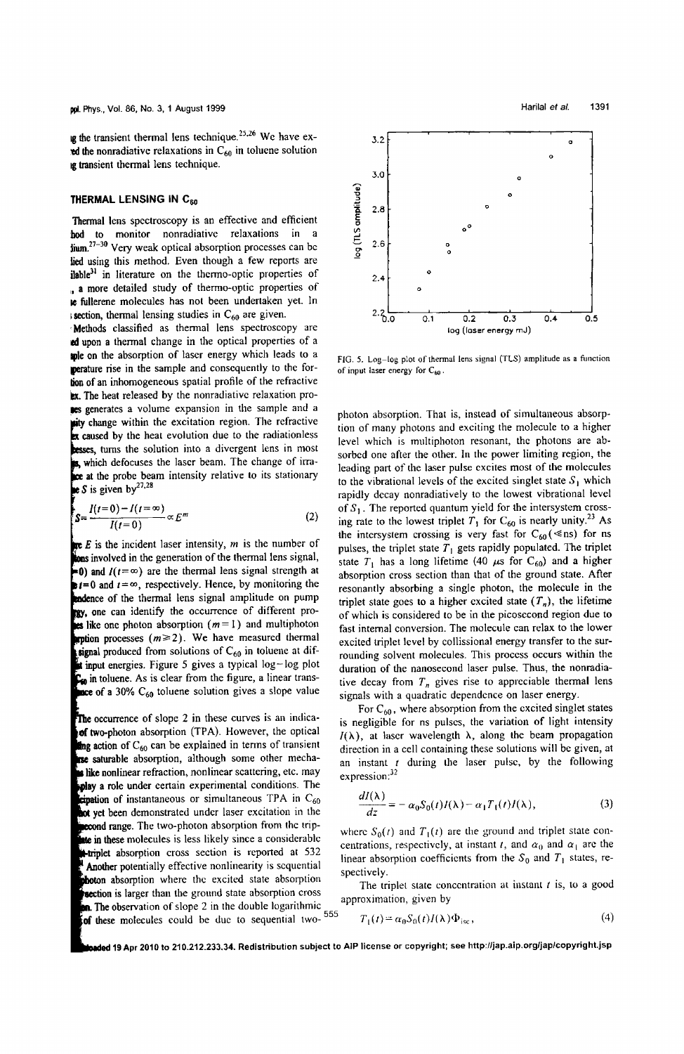ng the transient thermal lens technique.[25,26] We have explored the nonradiative relaxations in $C_{60}$ in toluene solution using transient thermal lens technique.

## THERMAL LENSING IN $C_{60}$

Thermal lens spectroscopy is an effective and efficient method to monitor nonradiative relaxations in a medium.[27–30] Very weak optical absorption processes can be studied using this method. Even though a few reports are available[31] in literature on the thermo-optic properties of $C_{60}$, a more detailed study of thermo-optic properties of the fullerene molecules has not been undertaken yet. In this section, thermal lensing studies in $C_{60}$ are given.

Methods classified as thermal lens spectroscopy are based upon a thermal change in the optical properties of a sample on the absorption of laser energy which leads to a temperature rise in the sample and consequently to the formation of an inhomogeneous spatial profile of the refractive index. The heat released by the nonradiative relaxation processes generates a volume expansion in the sample and a density change within the excitation region. The refractive index caused by the heat evolution due to the radiationless processes, turns the solution into a divergent lens in most cases, which defocuses the laser beam. The change of irradiance at the probe beam intensity relative to its stationary value $S$ is given by[27,28]

$$S=\frac{I(t=0)-I(t=\infty)}{I(t=0)}\propto E^{m} \tag{2}$$

where $E$ is the incident laser intensity, $m$ is the number of photons involved in the generation of the thermal lens signal, $I(t=0)$ and $I(t=\infty)$ are the thermal lens signal strength at time $t=0$ and $t=\infty$, respectively. Hence, by monitoring the dependence of the thermal lens signal amplitude on pump energy, one can identify the occurrence of different processes like one photon absorption ($m=1$) and multiphoton absorption processes ($m\geq 2$). We have measured thermal lens signal produced from solutions of $C_{60}$ in toluene at different input energies. Figure 5 gives a typical log–log plot for $C_{60}$ in toluene. As is clear from the figure, a linear transmittance of a 30% $C_{60}$ toluene solution gives a slope value

The occurrence of slope 2 in these curves is an indication of two-photon absorption (TPA). However, the optical limiting action of $C_{60}$ can be explained in terms of transient reverse saturable absorption, although some other mechanisms like nonlinear refraction, nonlinear scattering, etc. may also play a role under certain experimental conditions. The participation of instantaneous or simultaneous TPA in $C_{60}$ has not yet been demonstrated under laser excitation in the nanosecond range. The two-photon absorption from the triplet state in these molecules is less likely since a considerable triplet-triplet absorption cross section is reported at 532 nm. Another potentially effective nonlinearity is sequential two-photon absorption where the excited state absorption cross section is larger than the ground state absorption cross section. The observation of slope 2 in the double logarithmic plots of these molecules could be due to sequential two-photon absorption. That is, instead of simultaneous absorption of many photons and exciting the molecule to a higher level which is multiphoton resonant, the photons are absorbed one after the other. In the power limiting region, the leading part of the laser pulse excites most of the molecules to the vibrational levels of the excited singlet state $S_1$ which rapidly decay nonradiatively to the lowest vibrational level of $S_1$. The reported quantum yield for the intersystem crossing rate to the lowest triplet $T_1$ for $C_{60}$ is nearly unity.[23] As the intersystem crossing is very fast for $C_{60}$ ($\ll$ns) for ns pulses, the triplet state $T_1$ gets rapidly populated. The triplet state $T_1$ has a long lifetime (40 $\mu$s for $C_{60}$) and a higher absorption cross section than that of the ground state. After resonantly absorbing a single photon, the molecule in the triplet state goes to a higher excited state ($T_n$), the lifetime of which is considered to be in the picosecond region due to fast internal conversion. The molecule can relax to the lower excited triplet level by collisional energy transfer to the surrounding solvent molecules. This process occurs within the duration of the nanosecond laser pulse. Thus, the nonradiative decay from $T_n$ gives rise to appreciable thermal lens signals with a quadratic dependence on laser energy.

FIG. 5. Log–log plot of thermal lens signal (TLS) amplitude as a function of input laser energy for $C_{60}$.

For $C_{60}$, where absorption from the excited singlet states is negligible for ns pulses, the variation of light intensity $I(\lambda)$, at laser wavelength $\lambda$, along the beam propagation direction in a cell containing these solutions will be given, at an instant $t$ during the laser pulse, by the following expression:[32]

$$\frac{dI(\lambda)}{dz}=-\alpha_0 S_0(t)I(\lambda)-\alpha_1 T_1(t)I(\lambda), \tag{3}$$

where $S_0(t)$ and $T_1(t)$ are the ground and triplet state concentrations, respectively, at instant $t$, and $\alpha_0$ and $\alpha_1$ are the linear absorption coefficients from the $S_0$ and $T_1$ states, respectively.

The triplet state concentration at instant $t$ is, to a good approximation, given by

$$T_1(t)=\alpha_0 S_0(t)I(\lambda)\Phi_{\rm isc}, \tag{4}$$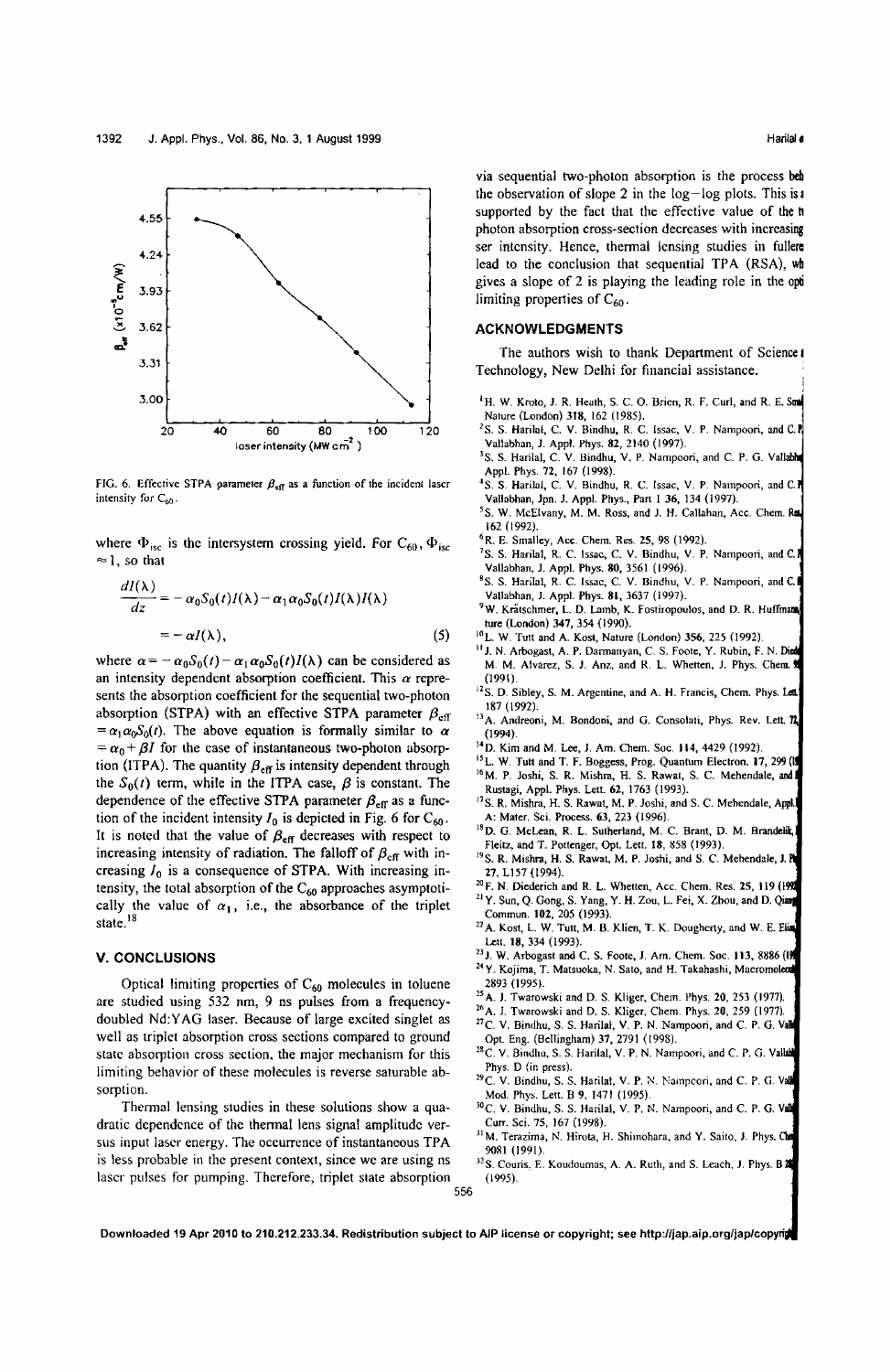4.55

4.24

3.93

3.62

3.31

3.00

$\beta_{eff}$ (x10$^{-5}$cm/W)

20 40 60 80 100 120

laser intensity (MW cm$^{-2}$)

FIG. 6. Effective STPA parameter $\beta_{eff}$ as a function of the incident laser intensity for $C_{60}$.

where $\Phi_{isc}$ is the intersystem crossing yield. For $C_{60}$, $\Phi_{isc} \approx 1$, so that

$$\frac{dI(\lambda)}{dz} = -\alpha_0 S_0(t) I(\lambda) - \alpha_1 \alpha_0 S_0(t) I(\lambda) I(\lambda)$$

$$= -\alpha I(\lambda), \tag{5}$$

where $\alpha = -\alpha_0 S_0(t) - \alpha_1 \alpha_0 S_0(t) I(\lambda)$ can be considered as an intensity dependent absorption coefficient. This $\alpha$ represents the absorption coefficient for the sequential two-photon absorption (STPA) with an effective STPA parameter $\beta_{eff} = \alpha_1 \alpha_0 S_0(t)$. The above equation is formally similar to $\alpha = \alpha_0 + \beta I$ for the case of instantaneous two-photon absorption (ITPA). The quantity $\beta_{eff}$ is intensity dependent through the $S_0(t)$ term, while in the ITPA case, $\beta$ is constant. The dependence of the effective STPA parameter $\beta_{eff}$ as a function of the incident intensity $I_0$ is depicted in Fig. 6 for $C_{60}$. It is noted that the value of $\beta_{eff}$ decreases with respect to increasing intensity of radiation. The falloff of $\beta_{eff}$ with increasing $I_0$ is a consequence of STPA. With increasing intensity, the total absorption of the $C_{60}$ approaches asymptotically the value of $\alpha_1$, i.e., the absorbance of the triplet state.[18]

## V. CONCLUSIONS

Optical limiting properties of $C_{60}$ molecules in toluene are studied using 532 nm, 9 ns pulses from a frequency-doubled Nd:YAG laser. Because of large excited singlet as well as triplet absorption cross sections compared to ground state absorption cross section, the major mechanism for this limiting behavior of these molecules is reverse saturable absorption.

Thermal lensing studies in these solutions show a quadratic dependence of the thermal lens signal amplitude versus input laser energy. The occurrence of instantaneous TPA is less probable in the present context, since we are using ns laser pulses for pumping. Therefore, triplet state absorption via sequential two-photon absorption is the process beh the observation of slope 2 in the log–log plots. This is supported by the fact that the effective value of the t photon absorption cross-section decreases with increasing ser intensity. Hence, thermal lensing studies in fullere lead to the conclusion that sequential TPA (RSA), wh gives a slope of 2 is playing the leading role in the opti limiting properties of $C_{60}$.

## ACKNOWLEDGMENTS

The authors wish to thank Department of Science Technology, New Delhi for financial assistance.

[1] H. W. Kroto, J. R. Heath, S. C. O. Brien, R. F. Curl, and R. E. Sm Nature (London) 318, 162 (1985).
[2] S. S. Harilal, C. V. Bindhu, R. C. Issac, V. P. Nampoori, and C. P. Vallabhan, J. Appl. Phys. 82, 2140 (1997).
[3] S. S. Harilal, C. V. Bindhu, V. P. Nampoori, and C. P. G. Vallabh Appl. Phys. 72, 167 (1998).
[4] S. S. Harilal, C. V. Bindhu, R. C. Issac, V. P. Nampoori, and C. P. Vallabhan, Jpn. J. Appl. Phys., Part 1 36, 134 (1997).
[5] S. W. McElvany, M. M. Ross, and J. H. Callahan, Acc. Chem. Res. 162 (1992).
[6] R. E. Smalley, Acc. Chem. Res. 25, 98 (1992).
[7] S. S. Harilal, R. C. Issac, C. V. Bindhu, V. P. Nampoori, and C. P. Vallabhan, J. Appl. Phys. 80, 3561 (1996).
[8] S. S. Harilal, R. C. Issac, C. V. Bindhu, V. P. Nampoori, and C. Vallabhan, J. Appl. Phys. 81, 3637 (1997).
[9] W. Krätschmer, L. D. Lamb, K. Fostiropoulos, and D. R. Huffman, ture (London) 347, 354 (1990).
[10] L. W. Tutt and A. Kost, Nature (London) 356, 225 (1992).
[11] J. N. Arbogast, A. P. Darmanyan, C. S. Foote, Y. Rubin, F. N. Died M. M. Alvarez, S. J. Anz, and R. L. Whetten, J. Phys. Chem. (1991).
[12] S. D. Sibley, S. M. Argentine, and A. H. Francis, Chem. Phys. Lett. 187 (1992).
[13] A. Andreoni, M. Bondoni, and G. Consolati, Phys. Rev. Lett. 7 (1994).
[14] D. Kim and M. Lee, J. Am. Chem. Soc. 114, 4429 (1992).
[15] L. W. Tutt and T. F. Boggess, Prog. Quantum Electron. 17, 299 (1
[16] M. P. Joshi, S. R. Mishra, H. S. Rawat, S. C. Mehendale, and Rustagi, Appl. Phys. Lett. 62, 1763 (1993).
[17] S. R. Mishra, H. S. Rawat, M. P. Joshi, and S. C. Mehendale, Appl. A: Mater. Sci. Process. 63, 223 (1996).
[18] D. G. McLean, R. L. Sutherland, M. C. Brant, D. M. Brandelik, Fleitz, and T. Pottenger, Opt. Lett. 18, 858 (1993).
[19] S. R. Mishra, H. S. Rawat, M. P. Joshi, and S. C. Mehendale, J. P 27, L157 (1994).
[20] F. N. Diederich and R. L. Whetten, Acc. Chem. Res. 25, 119 (199
[21] Y. Sun, Q. Gong, S. Yang, Y. H. Zou, L. Fei, X. Zhou, and D. Qian Commun. 102, 205 (1993).
[22] A. Kost, L. W. Tutt, M. B. Klien, T. K. Dougherty, and W. E. Elias Lett. 18, 334 (1993).
[23] J. W. Arbogast and C. S. Foote, J. Am. Chem. Soc. 113, 8886 (1
[24] Y. Kojima, T. Matsuoka, N. Sato, and H. Takahashi, Macromolecul 2893 (1995).
[25] A. J. Twarowski and D. S. Kliger, Chem. Phys. 20, 253 (1977).
[26] A. J. Twarowski and D. S. Kliger, Chem. Phys. 20, 259 (1977).
[27] C. V. Bindhu, S. S. Harilal, V. P. N. Nampoori, and C. P. G. Vall Opt. Eng. (Bellingham) 37, 2791 (1998).
[28] C. V. Bindhu, S. S. Harilal, V. P. N. Nampoori, and C. P. G. Vallab Phys. D (in press).
[29] C. V. Bindhu, S. S. Harilal, V. P. N. Nampoori, and C. P. G. Vall Mod. Phys. Lett. B 9, 1471 (1995).
[30] C. V. Bindhu, S. S. Harilal, V. P. N. Nampoori, and C. P. G. Vall Curr. Sci. 75, 167 (1998).
[31] M. Terazima, N. Hirota, H. Shimohara, and Y. Saito, J. Phys. Ch 9081 (1991).
[32] S. Couris, E. Koudoumas, A. A. Ruth, and S. Leach, J. Phys. B (1995).